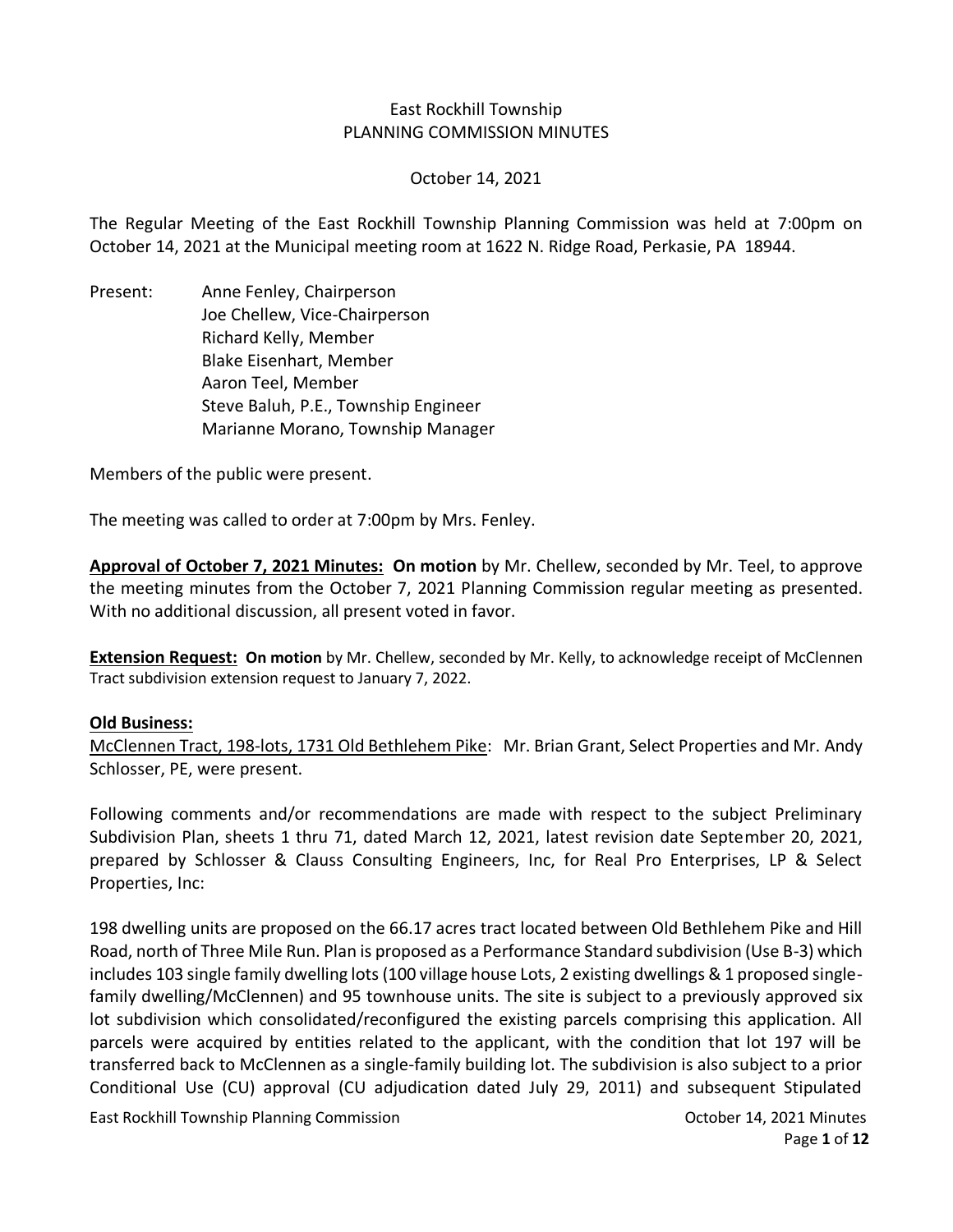East Rockhill Township
PLANNING COMMISSION MINUTES

October 14, 2021

The Regular Meeting of the East Rockhill Township Planning Commission was held at 7:00pm on October 14, 2021 at the Municipal meeting room at 1622 N. Ridge Road, Perkasie, PA 18944.

Present: Anne Fenley, Chairperson
Joe Chellew, Vice-Chairperson
Richard Kelly, Member
Blake Eisenhart, Member
Aaron Teel, Member
Steve Baluh, P.E., Township Engineer
Marianne Morano, Township Manager

Members of the public were present.

The meeting was called to order at 7:00pm by Mrs. Fenley.

**Approval of October 7, 2021 Minutes:** **On motion** by Mr. Chellew, seconded by Mr. Teel, to approve the meeting minutes from the October 7, 2021 Planning Commission regular meeting as presented. With no additional discussion, all present voted in favor.

**Extension Request:** **On motion** by Mr. Chellew, seconded by Mr. Kelly, to acknowledge receipt of McClennen Tract subdivision extension request to January 7, 2022.

**Old Business:**

McClennen Tract, 198-lots, 1731 Old Bethlehem Pike: Mr. Brian Grant, Select Properties and Mr. Andy Schlosser, PE, were present.

Following comments and/or recommendations are made with respect to the subject Preliminary Subdivision Plan, sheets 1 thru 71, dated March 12, 2021, latest revision date September 20, 2021, prepared by Schlosser & Clauss Consulting Engineers, Inc, for Real Pro Enterprises, LP & Select Properties, Inc:

198 dwelling units are proposed on the 66.17 acres tract located between Old Bethlehem Pike and Hill Road, north of Three Mile Run. Plan is proposed as a Performance Standard subdivision (Use B-3) which includes 103 single family dwelling lots (100 village house Lots, 2 existing dwellings & 1 proposed single-family dwelling/McClennen) and 95 townhouse units. The site is subject to a previously approved six lot subdivision which consolidated/reconfigured the existing parcels comprising this application. All parcels were acquired by entities related to the applicant, with the condition that lot 197 will be transferred back to McClennen as a single-family building lot. The subdivision is also subject to a prior Conditional Use (CU) approval (CU adjudication dated July 29, 2011) and subsequent Stipulated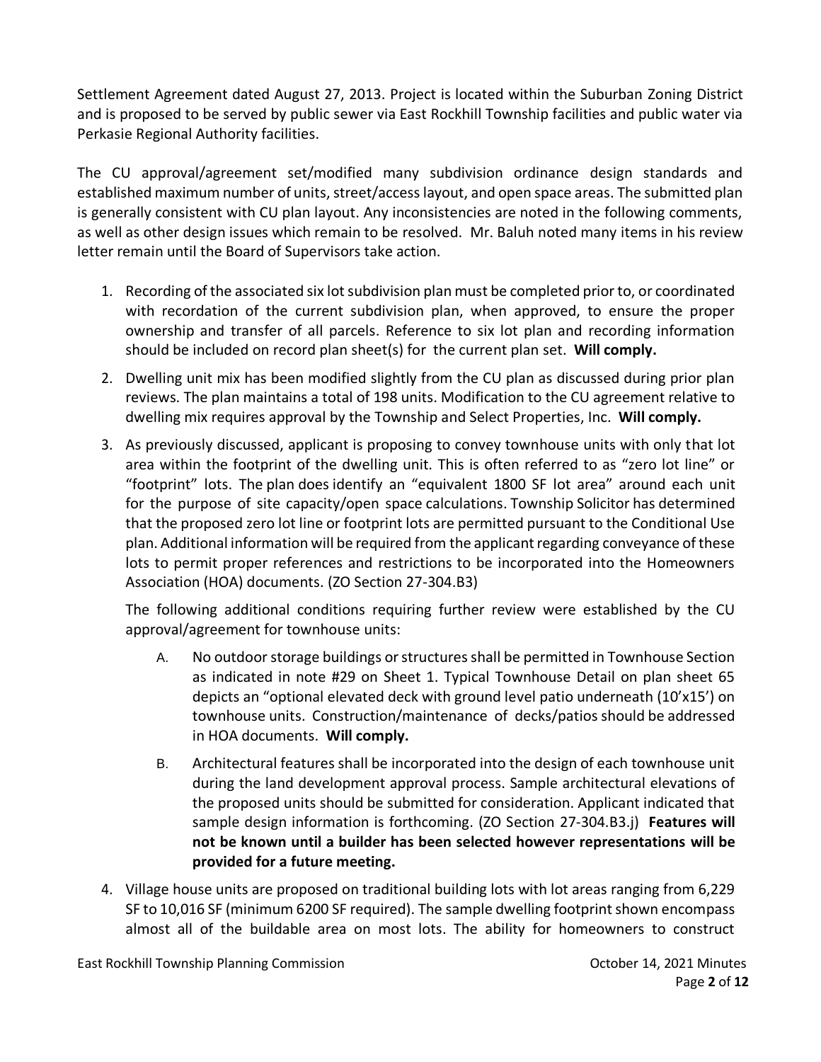Settlement Agreement dated August 27, 2013. Project is located within the Suburban Zoning District and is proposed to be served by public sewer via East Rockhill Township facilities and public water via Perkasie Regional Authority facilities.

The CU approval/agreement set/modified many subdivision ordinance design standards and established maximum number of units, street/access layout, and open space areas. The submitted plan is generally consistent with CU plan layout. Any inconsistencies are noted in the following comments, as well as other design issues which remain to be resolved. Mr. Baluh noted many items in his review letter remain until the Board of Supervisors take action.

1. Recording of the associated six lot subdivision plan must be completed prior to, or coordinated with recordation of the current subdivision plan, when approved, to ensure the proper ownership and transfer of all parcels. Reference to six lot plan and recording information should be included on record plan sheet(s) for the current plan set. **Will comply.**

2. Dwelling unit mix has been modified slightly from the CU plan as discussed during prior plan reviews. The plan maintains a total of 198 units. Modification to the CU agreement relative to dwelling mix requires approval by the Township and Select Properties, Inc. **Will comply.**

3. As previously discussed, applicant is proposing to convey townhouse units with only that lot area within the footprint of the dwelling unit. This is often referred to as "zero lot line" or "footprint" lots. The plan does identify an "equivalent 1800 SF lot area" around each unit for the purpose of site capacity/open space calculations. Township Solicitor has determined that the proposed zero lot line or footprint lots are permitted pursuant to the Conditional Use plan. Additional information will be required from the applicant regarding conveyance of these lots to permit proper references and restrictions to be incorporated into the Homeowners Association (HOA) documents. (ZO Section 27-304.B3)

   The following additional conditions requiring further review were established by the CU approval/agreement for townhouse units:

   A. No outdoor storage buildings or structures shall be permitted in Townhouse Section as indicated in note #29 on Sheet 1. Typical Townhouse Detail on plan sheet 65 depicts an "optional elevated deck with ground level patio underneath (10'x15') on townhouse units. Construction/maintenance of decks/patios should be addressed in HOA documents. **Will comply.**

   B. Architectural features shall be incorporated into the design of each townhouse unit during the land development approval process. Sample architectural elevations of the proposed units should be submitted for consideration. Applicant indicated that sample design information is forthcoming. (ZO Section 27-304.B3.j) **Features will not be known until a builder has been selected however representations will be provided for a future meeting.**

4. Village house units are proposed on traditional building lots with lot areas ranging from 6,229 SF to 10,016 SF (minimum 6200 SF required). The sample dwelling footprint shown encompass almost all of the buildable area on most lots. The ability for homeowners to construct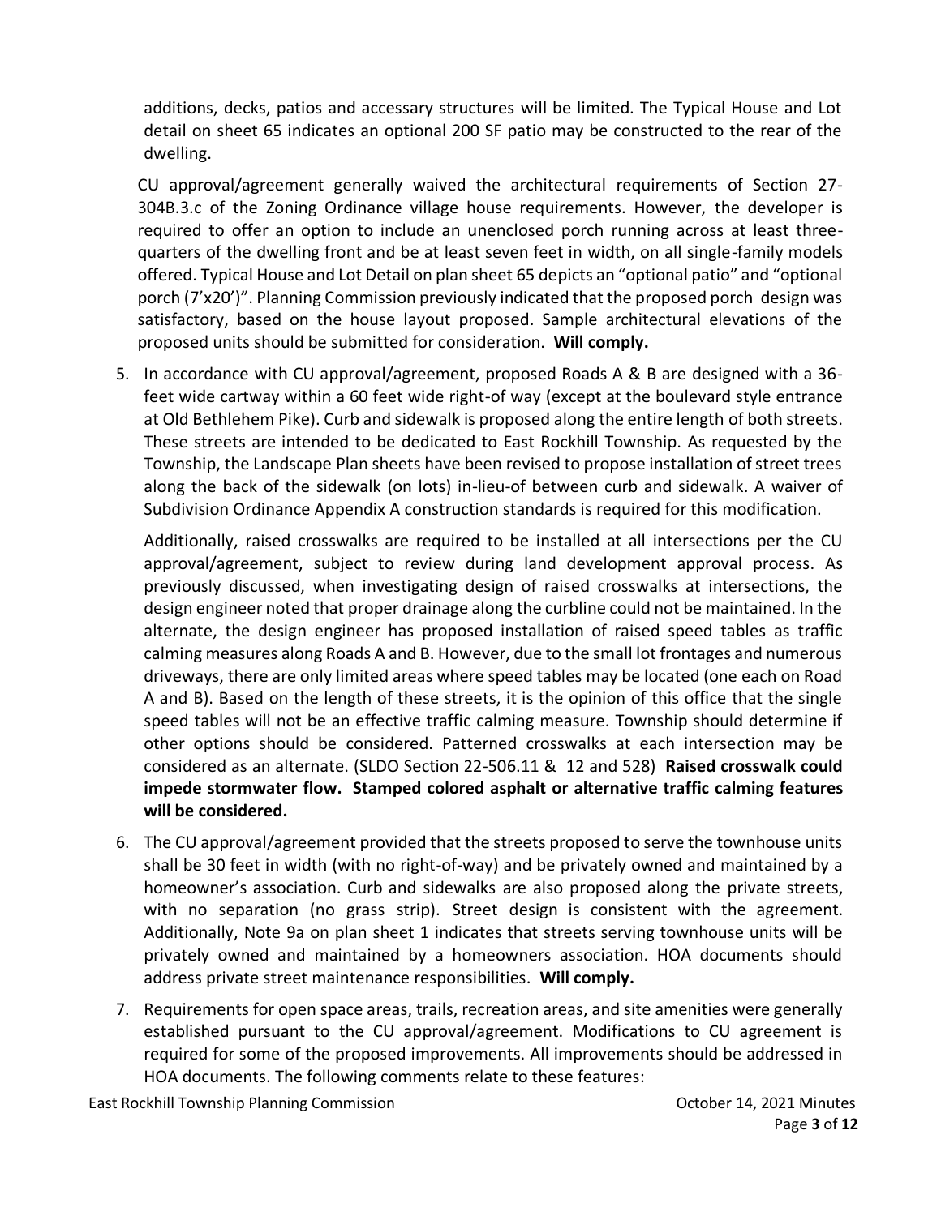additions, decks, patios and accessary structures will be limited. The Typical House and Lot detail on sheet 65 indicates an optional 200 SF patio may be constructed to the rear of the dwelling.

CU approval/agreement generally waived the architectural requirements of Section 27-304B.3.c of the Zoning Ordinance village house requirements. However, the developer is required to offer an option to include an unenclosed porch running across at least three-quarters of the dwelling front and be at least seven feet in width, on all single-family models offered. Typical House and Lot Detail on plan sheet 65 depicts an "optional patio" and "optional porch (7'x20')". Planning Commission previously indicated that the proposed porch design was satisfactory, based on the house layout proposed. Sample architectural elevations of the proposed units should be submitted for consideration. **Will comply.**

5. In accordance with CU approval/agreement, proposed Roads A & B are designed with a 36-feet wide cartway within a 60 feet wide right-of way (except at the boulevard style entrance at Old Bethlehem Pike). Curb and sidewalk is proposed along the entire length of both streets. These streets are intended to be dedicated to East Rockhill Township. As requested by the Township, the Landscape Plan sheets have been revised to propose installation of street trees along the back of the sidewalk (on lots) in-lieu-of between curb and sidewalk. A waiver of Subdivision Ordinance Appendix A construction standards is required for this modification.

   Additionally, raised crosswalks are required to be installed at all intersections per the CU approval/agreement, subject to review during land development approval process. As previously discussed, when investigating design of raised crosswalks at intersections, the design engineer noted that proper drainage along the curbline could not be maintained. In the alternate, the design engineer has proposed installation of raised speed tables as traffic calming measures along Roads A and B. However, due to the small lot frontages and numerous driveways, there are only limited areas where speed tables may be located (one each on Road A and B). Based on the length of these streets, it is the opinion of this office that the single speed tables will not be an effective traffic calming measure. Township should determine if other options should be considered. Patterned crosswalks at each intersection may be considered as an alternate. (SLDO Section 22-506.11 & 12 and 528) **Raised crosswalk could impede stormwater flow. Stamped colored asphalt or alternative traffic calming features will be considered.**

6. The CU approval/agreement provided that the streets proposed to serve the townhouse units shall be 30 feet in width (with no right-of-way) and be privately owned and maintained by a homeowner's association. Curb and sidewalks are also proposed along the private streets, with no separation (no grass strip). Street design is consistent with the agreement. Additionally, Note 9a on plan sheet 1 indicates that streets serving townhouse units will be privately owned and maintained by a homeowners association. HOA documents should address private street maintenance responsibilities. **Will comply.**

7. Requirements for open space areas, trails, recreation areas, and site amenities were generally established pursuant to the CU approval/agreement. Modifications to CU agreement is required for some of the proposed improvements. All improvements should be addressed in HOA documents. The following comments relate to these features: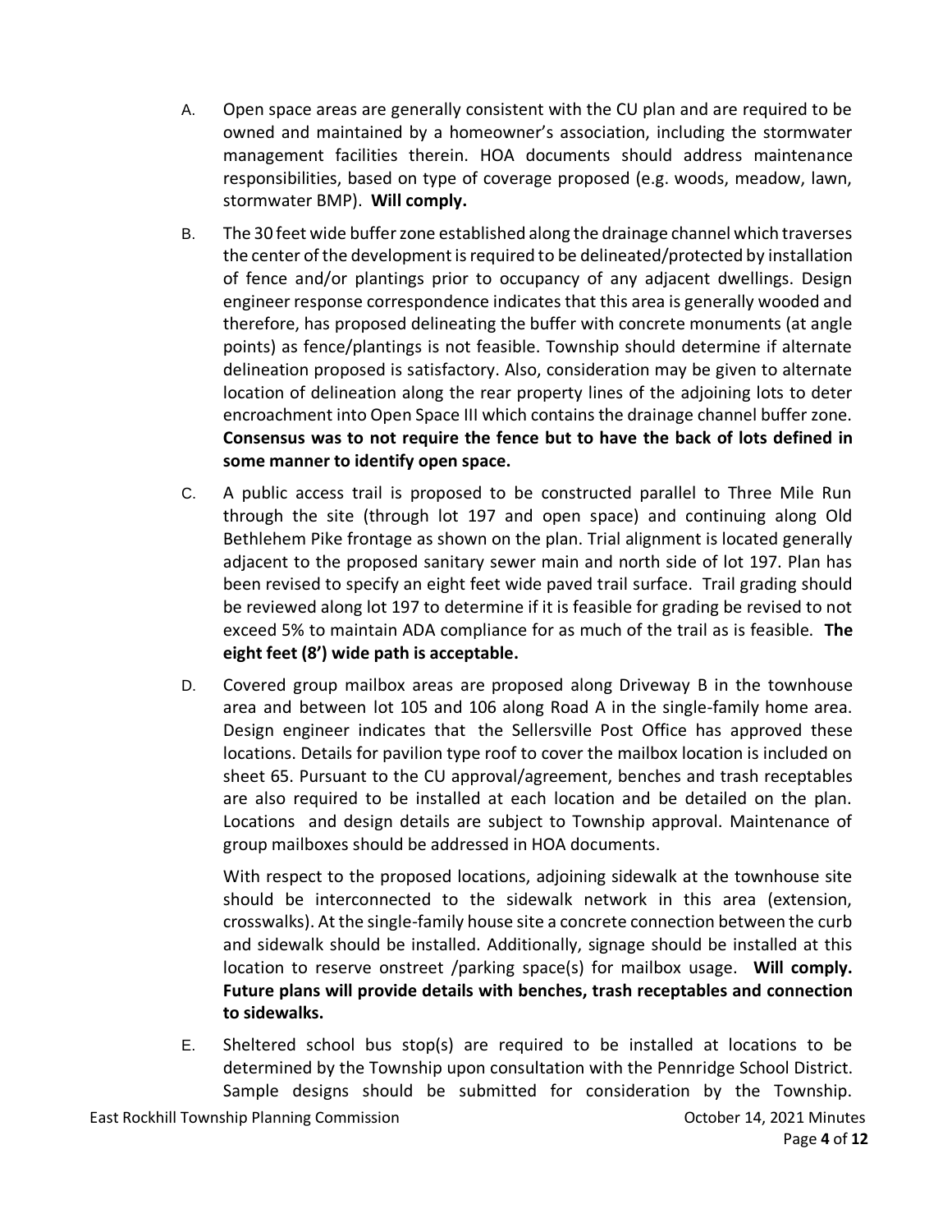A. Open space areas are generally consistent with the CU plan and are required to be owned and maintained by a homeowner's association, including the stormwater management facilities therein. HOA documents should address maintenance responsibilities, based on type of coverage proposed (e.g. woods, meadow, lawn, stormwater BMP). **Will comply.**

B. The 30 feet wide buffer zone established along the drainage channel which traverses the center of the development is required to be delineated/protected by installation of fence and/or plantings prior to occupancy of any adjacent dwellings. Design engineer response correspondence indicates that this area is generally wooded and therefore, has proposed delineating the buffer with concrete monuments (at angle points) as fence/plantings is not feasible. Township should determine if alternate delineation proposed is satisfactory. Also, consideration may be given to alternate location of delineation along the rear property lines of the adjoining lots to deter encroachment into Open Space III which contains the drainage channel buffer zone. **Consensus was to not require the fence but to have the back of lots defined in some manner to identify open space.**

C. A public access trail is proposed to be constructed parallel to Three Mile Run through the site (through lot 197 and open space) and continuing along Old Bethlehem Pike frontage as shown on the plan. Trial alignment is located generally adjacent to the proposed sanitary sewer main and north side of lot 197. Plan has been revised to specify an eight feet wide paved trail surface. Trail grading should be reviewed along lot 197 to determine if it is feasible for grading be revised to not exceed 5% to maintain ADA compliance for as much of the trail as is feasible. **The eight feet (8') wide path is acceptable.**

D. Covered group mailbox areas are proposed along Driveway B in the townhouse area and between lot 105 and 106 along Road A in the single-family home area. Design engineer indicates that the Sellersville Post Office has approved these locations. Details for pavilion type roof to cover the mailbox location is included on sheet 65. Pursuant to the CU approval/agreement, benches and trash receptables are also required to be installed at each location and be detailed on the plan. Locations and design details are subject to Township approval. Maintenance of group mailboxes should be addressed in HOA documents.

   With respect to the proposed locations, adjoining sidewalk at the townhouse site should be interconnected to the sidewalk network in this area (extension, crosswalks). At the single-family house site a concrete connection between the curb and sidewalk should be installed. Additionally, signage should be installed at this location to reserve onstreet /parking space(s) for mailbox usage. **Will comply. Future plans will provide details with benches, trash receptables and connection to sidewalks.**

E. Sheltered school bus stop(s) are required to be installed at locations to be determined by the Township upon consultation with the Pennridge School District. Sample designs should be submitted for consideration by the Township.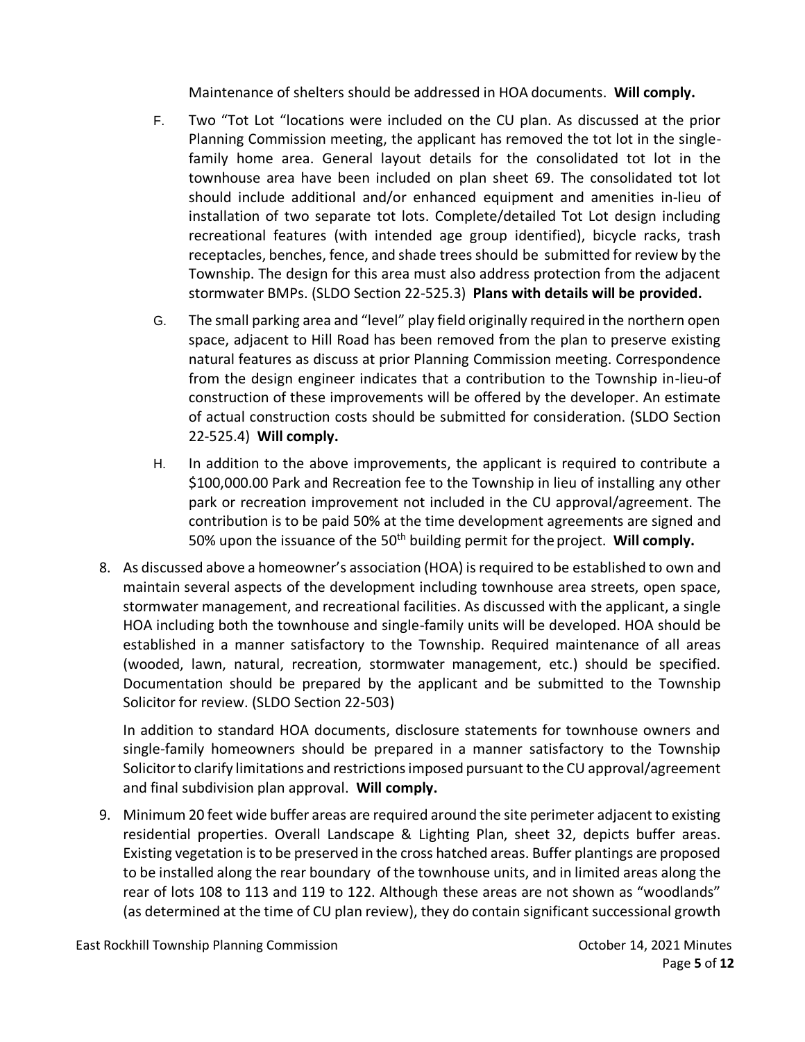Maintenance of shelters should be addressed in HOA documents. **Will comply.**

F. Two "Tot Lot "locations were included on the CU plan. As discussed at the prior Planning Commission meeting, the applicant has removed the tot lot in the single-family home area. General layout details for the consolidated tot lot in the townhouse area have been included on plan sheet 69. The consolidated tot lot should include additional and/or enhanced equipment and amenities in-lieu of installation of two separate tot lots. Complete/detailed Tot Lot design including recreational features (with intended age group identified), bicycle racks, trash receptacles, benches, fence, and shade trees should be submitted for review by the Township. The design for this area must also address protection from the adjacent stormwater BMPs. (SLDO Section 22-525.3) **Plans with details will be provided.**

G. The small parking area and "level" play field originally required in the northern open space, adjacent to Hill Road has been removed from the plan to preserve existing natural features as discuss at prior Planning Commission meeting. Correspondence from the design engineer indicates that a contribution to the Township in-lieu-of construction of these improvements will be offered by the developer. An estimate of actual construction costs should be submitted for consideration. (SLDO Section 22-525.4) **Will comply.**

H. In addition to the above improvements, the applicant is required to contribute a $100,000.00 Park and Recreation fee to the Township in lieu of installing any other park or recreation improvement not included in the CU approval/agreement. The contribution is to be paid 50% at the time development agreements are signed and 50% upon the issuance of the 50th building permit for the project. **Will comply.**

8. As discussed above a homeowner's association (HOA) is required to be established to own and maintain several aspects of the development including townhouse area streets, open space, stormwater management, and recreational facilities. As discussed with the applicant, a single HOA including both the townhouse and single-family units will be developed. HOA should be established in a manner satisfactory to the Township. Required maintenance of all areas (wooded, lawn, natural, recreation, stormwater management, etc.) should be specified. Documentation should be prepared by the applicant and be submitted to the Township Solicitor for review. (SLDO Section 22-503)

   In addition to standard HOA documents, disclosure statements for townhouse owners and single-family homeowners should be prepared in a manner satisfactory to the Township Solicitor to clarify limitations and restrictions imposed pursuant to the CU approval/agreement and final subdivision plan approval. **Will comply.**

9. Minimum 20 feet wide buffer areas are required around the site perimeter adjacent to existing residential properties. Overall Landscape & Lighting Plan, sheet 32, depicts buffer areas. Existing vegetation is to be preserved in the cross hatched areas. Buffer plantings are proposed to be installed along the rear boundary of the townhouse units, and in limited areas along the rear of lots 108 to 113 and 119 to 122. Although these areas are not shown as "woodlands" (as determined at the time of CU plan review), they do contain significant successional growth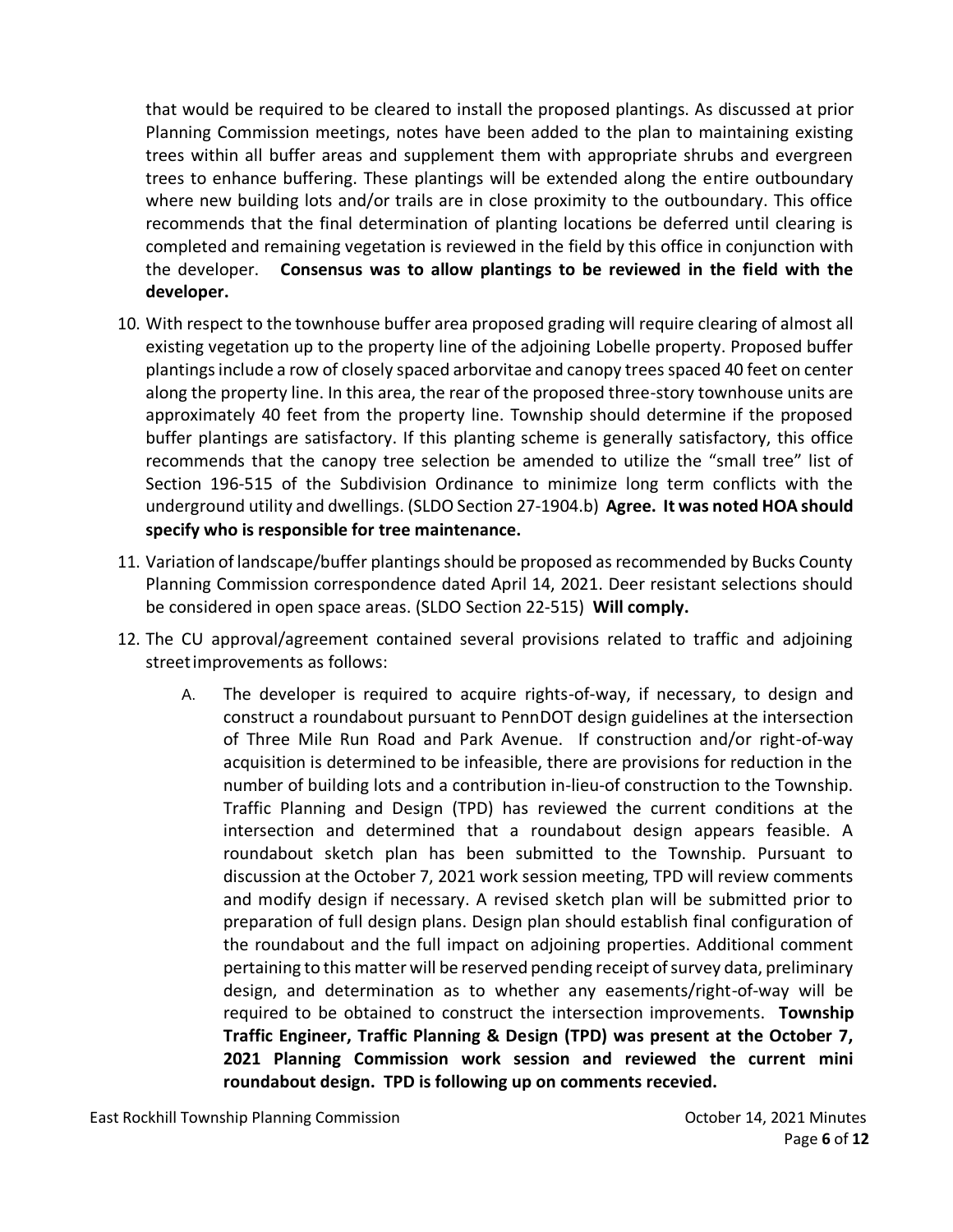that would be required to be cleared to install the proposed plantings. As discussed at prior Planning Commission meetings, notes have been added to the plan to maintaining existing trees within all buffer areas and supplement them with appropriate shrubs and evergreen trees to enhance buffering. These plantings will be extended along the entire outboundary where new building lots and/or trails are in close proximity to the outboundary. This office recommends that the final determination of planting locations be deferred until clearing is completed and remaining vegetation is reviewed in the field by this office in conjunction with the developer. **Consensus was to allow plantings to be reviewed in the field with the developer.**

10. With respect to the townhouse buffer area proposed grading will require clearing of almost all existing vegetation up to the property line of the adjoining Lobelle property. Proposed buffer plantings include a row of closely spaced arborvitae and canopy trees spaced 40 feet on center along the property line. In this area, the rear of the proposed three-story townhouse units are approximately 40 feet from the property line. Township should determine if the proposed buffer plantings are satisfactory. If this planting scheme is generally satisfactory, this office recommends that the canopy tree selection be amended to utilize the "small tree" list of Section 196-515 of the Subdivision Ordinance to minimize long term conflicts with the underground utility and dwellings. (SLDO Section 27-1904.b) **Agree. It was noted HOA should specify who is responsible for tree maintenance.**

11. Variation of landscape/buffer plantings should be proposed as recommended by Bucks County Planning Commission correspondence dated April 14, 2021. Deer resistant selections should be considered in open space areas. (SLDO Section 22-515) **Will comply.**

12. The CU approval/agreement contained several provisions related to traffic and adjoining street improvements as follows:

    A. The developer is required to acquire rights-of-way, if necessary, to design and construct a roundabout pursuant to PennDOT design guidelines at the intersection of Three Mile Run Road and Park Avenue. If construction and/or right-of-way acquisition is determined to be infeasible, there are provisions for reduction in the number of building lots and a contribution in-lieu-of construction to the Township. Traffic Planning and Design (TPD) has reviewed the current conditions at the intersection and determined that a roundabout design appears feasible. A roundabout sketch plan has been submitted to the Township. Pursuant to discussion at the October 7, 2021 work session meeting, TPD will review comments and modify design if necessary. A revised sketch plan will be submitted prior to preparation of full design plans. Design plan should establish final configuration of the roundabout and the full impact on adjoining properties. Additional comment pertaining to this matter will be reserved pending receipt of survey data, preliminary design, and determination as to whether any easements/right-of-way will be required to be obtained to construct the intersection improvements. **Township Traffic Engineer, Traffic Planning & Design (TPD) was present at the October 7, 2021 Planning Commission work session and reviewed the current mini roundabout design. TPD is following up on comments recevied.**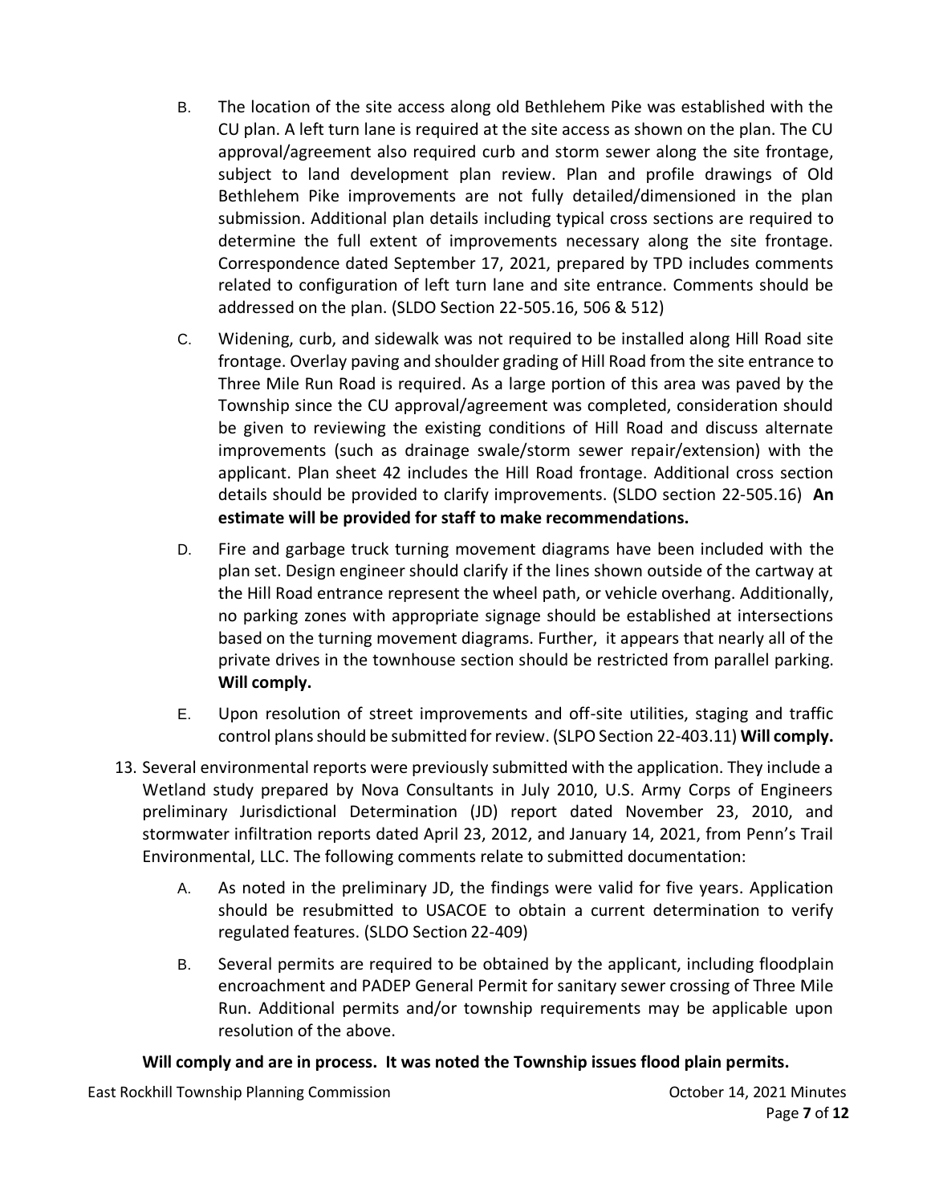B. The location of the site access along old Bethlehem Pike was established with the CU plan. A left turn lane is required at the site access as shown on the plan. The CU approval/agreement also required curb and storm sewer along the site frontage, subject to land development plan review. Plan and profile drawings of Old Bethlehem Pike improvements are not fully detailed/dimensioned in the plan submission. Additional plan details including typical cross sections are required to determine the full extent of improvements necessary along the site frontage. Correspondence dated September 17, 2021, prepared by TPD includes comments related to configuration of left turn lane and site entrance. Comments should be addressed on the plan. (SLDO Section 22-505.16, 506 & 512)

C. Widening, curb, and sidewalk was not required to be installed along Hill Road site frontage. Overlay paving and shoulder grading of Hill Road from the site entrance to Three Mile Run Road is required. As a large portion of this area was paved by the Township since the CU approval/agreement was completed, consideration should be given to reviewing the existing conditions of Hill Road and discuss alternate improvements (such as drainage swale/storm sewer repair/extension) with the applicant. Plan sheet 42 includes the Hill Road frontage. Additional cross section details should be provided to clarify improvements. (SLDO section 22-505.16) **An estimate will be provided for staff to make recommendations.**

D. Fire and garbage truck turning movement diagrams have been included with the plan set. Design engineer should clarify if the lines shown outside of the cartway at the Hill Road entrance represent the wheel path, or vehicle overhang. Additionally, no parking zones with appropriate signage should be established at intersections based on the turning movement diagrams. Further, it appears that nearly all of the private drives in the townhouse section should be restricted from parallel parking. **Will comply.**

E. Upon resolution of street improvements and off-site utilities, staging and traffic control plans should be submitted for review. (SLPO Section 22-403.11) **Will comply.**

13. Several environmental reports were previously submitted with the application. They include a Wetland study prepared by Nova Consultants in July 2010, U.S. Army Corps of Engineers preliminary Jurisdictional Determination (JD) report dated November 23, 2010, and stormwater infiltration reports dated April 23, 2012, and January 14, 2021, from Penn's Trail Environmental, LLC. The following comments relate to submitted documentation:

    A. As noted in the preliminary JD, the findings were valid for five years. Application should be resubmitted to USACOE to obtain a current determination to verify regulated features. (SLDO Section 22-409)

    B. Several permits are required to be obtained by the applicant, including floodplain encroachment and PADEP General Permit for sanitary sewer crossing of Three Mile Run. Additional permits and/or township requirements may be applicable upon resolution of the above.

**Will comply and are in process. It was noted the Township issues flood plain permits.**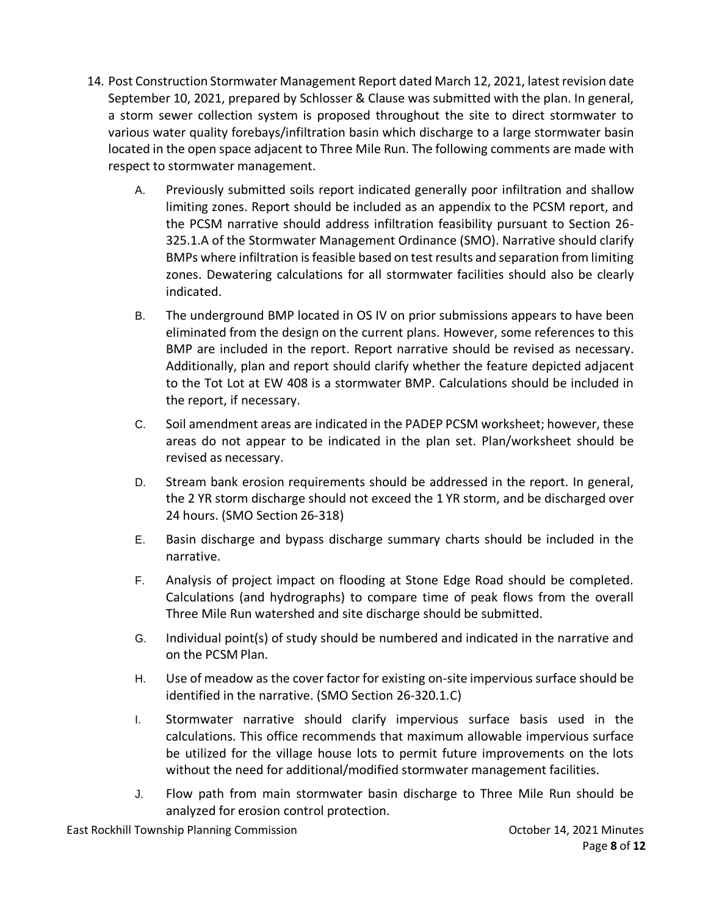14. Post Construction Stormwater Management Report dated March 12, 2021, latest revision date September 10, 2021, prepared by Schlosser & Clause was submitted with the plan. In general, a storm sewer collection system is proposed throughout the site to direct stormwater to various water quality forebays/infiltration basin which discharge to a large stormwater basin located in the open space adjacent to Three Mile Run. The following comments are made with respect to stormwater management.

    A. Previously submitted soils report indicated generally poor infiltration and shallow limiting zones. Report should be included as an appendix to the PCSM report, and the PCSM narrative should address infiltration feasibility pursuant to Section 26-325.1.A of the Stormwater Management Ordinance (SMO). Narrative should clarify BMPs where infiltration is feasible based on test results and separation from limiting zones. Dewatering calculations for all stormwater facilities should also be clearly indicated.

    B. The underground BMP located in OS IV on prior submissions appears to have been eliminated from the design on the current plans. However, some references to this BMP are included in the report. Report narrative should be revised as necessary. Additionally, plan and report should clarify whether the feature depicted adjacent to the Tot Lot at EW 408 is a stormwater BMP. Calculations should be included in the report, if necessary.

    C. Soil amendment areas are indicated in the PADEP PCSM worksheet; however, these areas do not appear to be indicated in the plan set. Plan/worksheet should be revised as necessary.

    D. Stream bank erosion requirements should be addressed in the report. In general, the 2 YR storm discharge should not exceed the 1 YR storm, and be discharged over 24 hours. (SMO Section 26-318)

    E. Basin discharge and bypass discharge summary charts should be included in the narrative.

    F. Analysis of project impact on flooding at Stone Edge Road should be completed. Calculations (and hydrographs) to compare time of peak flows from the overall Three Mile Run watershed and site discharge should be submitted.

    G. Individual point(s) of study should be numbered and indicated in the narrative and on the PCSM Plan.

    H. Use of meadow as the cover factor for existing on-site impervious surface should be identified in the narrative. (SMO Section 26-320.1.C)

    I. Stormwater narrative should clarify impervious surface basis used in the calculations. This office recommends that maximum allowable impervious surface be utilized for the village house lots to permit future improvements on the lots without the need for additional/modified stormwater management facilities.

    J. Flow path from main stormwater basin discharge to Three Mile Run should be analyzed for erosion control protection.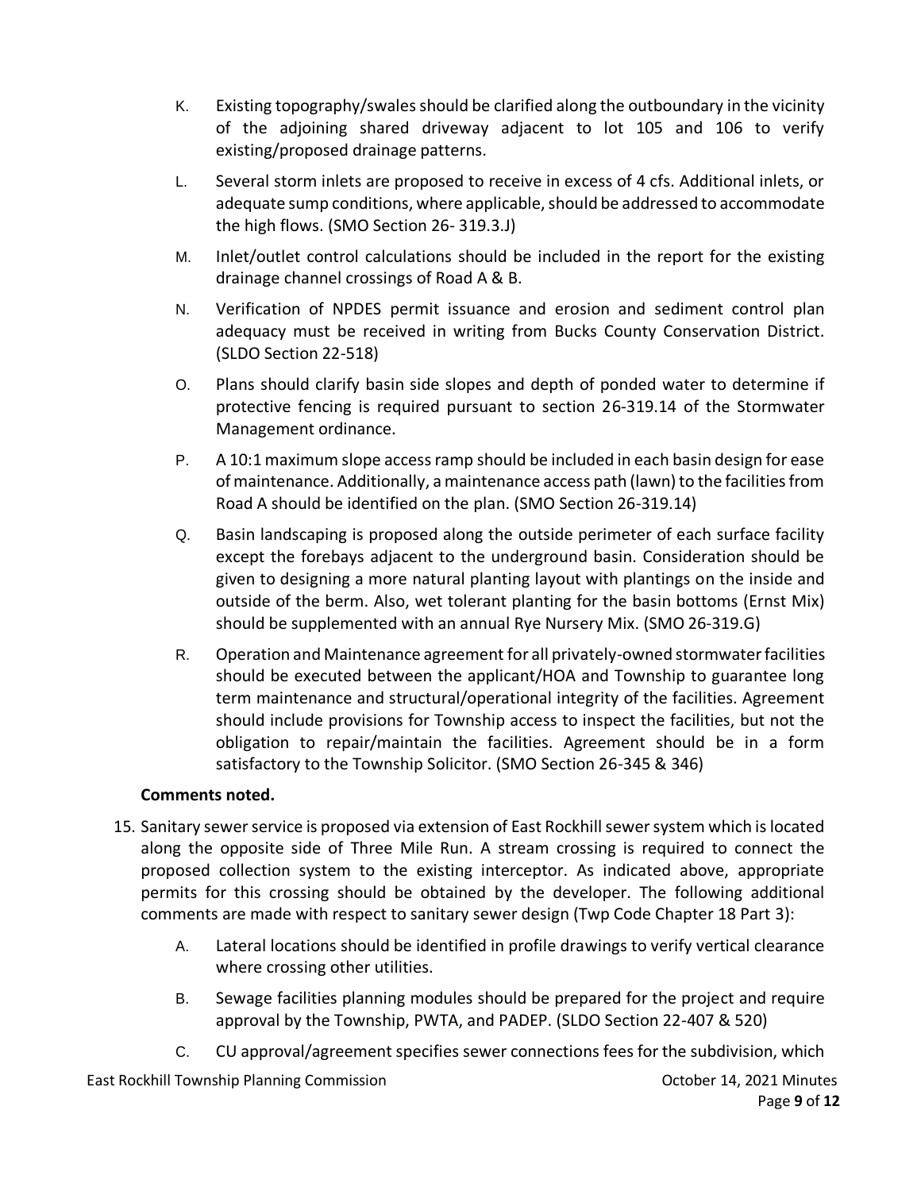K. Existing topography/swales should be clarified along the outboundary in the vicinity of the adjoining shared driveway adjacent to lot 105 and 106 to verify existing/proposed drainage patterns.

L. Several storm inlets are proposed to receive in excess of 4 cfs. Additional inlets, or adequate sump conditions, where applicable, should be addressed to accommodate the high flows. (SMO Section 26- 319.3.J)

M. Inlet/outlet control calculations should be included in the report for the existing drainage channel crossings of Road A & B.

N. Verification of NPDES permit issuance and erosion and sediment control plan adequacy must be received in writing from Bucks County Conservation District. (SLDO Section 22-518)

O. Plans should clarify basin side slopes and depth of ponded water to determine if protective fencing is required pursuant to section 26-319.14 of the Stormwater Management ordinance.

P. A 10:1 maximum slope access ramp should be included in each basin design for ease of maintenance. Additionally, a maintenance access path (lawn) to the facilities from Road A should be identified on the plan. (SMO Section 26-319.14)

Q. Basin landscaping is proposed along the outside perimeter of each surface facility except the forebays adjacent to the underground basin. Consideration should be given to designing a more natural planting layout with plantings on the inside and outside of the berm. Also, wet tolerant planting for the basin bottoms (Ernst Mix) should be supplemented with an annual Rye Nursery Mix. (SMO 26-319.G)

R. Operation and Maintenance agreement for all privately-owned stormwater facilities should be executed between the applicant/HOA and Township to guarantee long term maintenance and structural/operational integrity of the facilities. Agreement should include provisions for Township access to inspect the facilities, but not the obligation to repair/maintain the facilities. Agreement should be in a form satisfactory to the Township Solicitor. (SMO Section 26-345 & 346)

**Comments noted.**

15. Sanitary sewer service is proposed via extension of East Rockhill sewer system which is located along the opposite side of Three Mile Run. A stream crossing is required to connect the proposed collection system to the existing interceptor. As indicated above, appropriate permits for this crossing should be obtained by the developer. The following additional comments are made with respect to sanitary sewer design (Twp Code Chapter 18 Part 3):

    A. Lateral locations should be identified in profile drawings to verify vertical clearance where crossing other utilities.

    B. Sewage facilities planning modules should be prepared for the project and require approval by the Township, PWTA, and PADEP. (SLDO Section 22-407 & 520)

    C. CU approval/agreement specifies sewer connections fees for the subdivision, which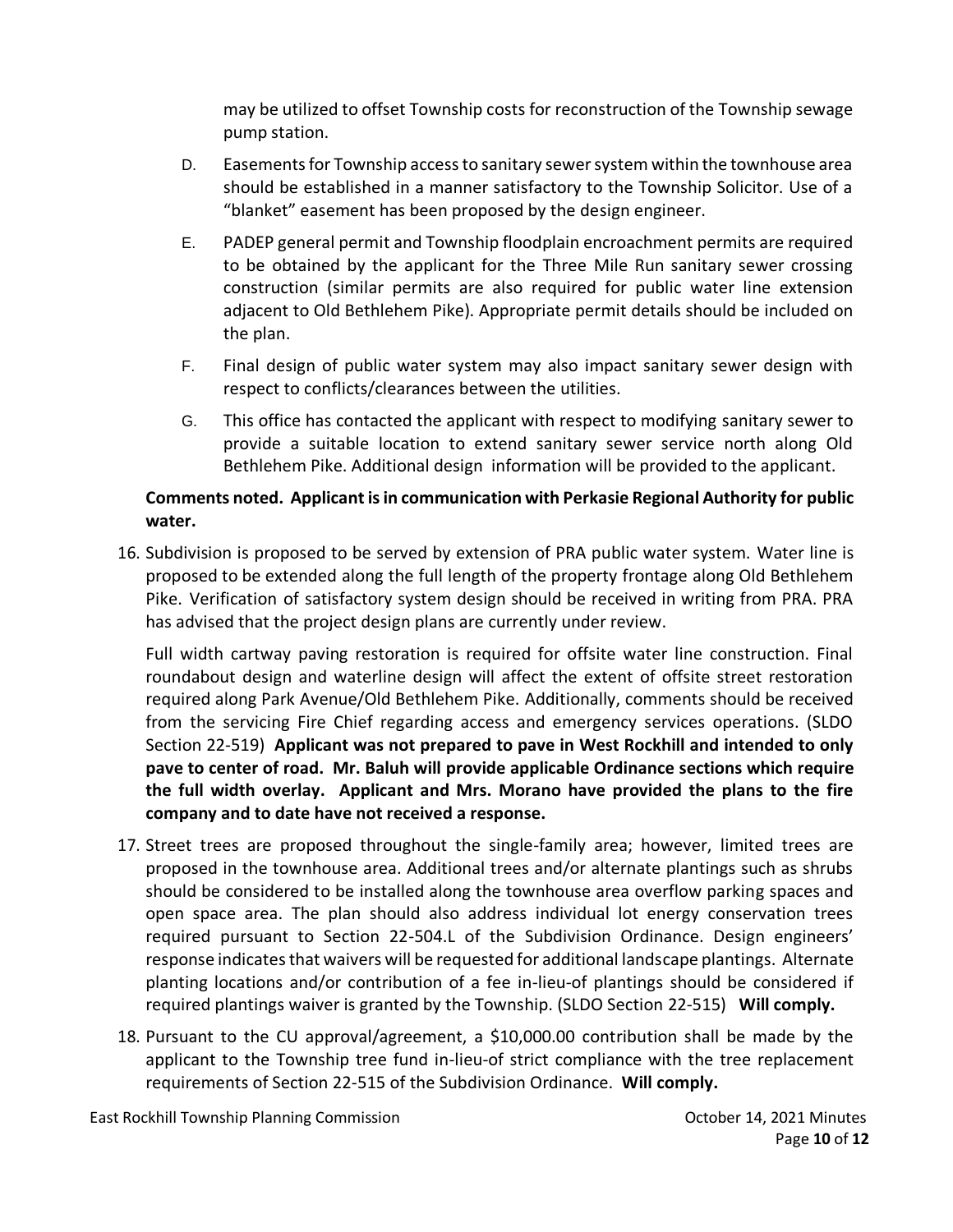may be utilized to offset Township costs for reconstruction of the Township sewage pump station.

D. Easements for Township access to sanitary sewer system within the townhouse area should be established in a manner satisfactory to the Township Solicitor. Use of a "blanket" easement has been proposed by the design engineer.

E. PADEP general permit and Township floodplain encroachment permits are required to be obtained by the applicant for the Three Mile Run sanitary sewer crossing construction (similar permits are also required for public water line extension adjacent to Old Bethlehem Pike). Appropriate permit details should be included on the plan.

F. Final design of public water system may also impact sanitary sewer design with respect to conflicts/clearances between the utilities.

G. This office has contacted the applicant with respect to modifying sanitary sewer to provide a suitable location to extend sanitary sewer service north along Old Bethlehem Pike. Additional design information will be provided to the applicant.

**Comments noted. Applicant is in communication with Perkasie Regional Authority for public water.**

16. Subdivision is proposed to be served by extension of PRA public water system. Water line is proposed to be extended along the full length of the property frontage along Old Bethlehem Pike. Verification of satisfactory system design should be received in writing from PRA. PRA has advised that the project design plans are currently under review.

    Full width cartway paving restoration is required for offsite water line construction. Final roundabout design and waterline design will affect the extent of offsite street restoration required along Park Avenue/Old Bethlehem Pike. Additionally, comments should be received from the servicing Fire Chief regarding access and emergency services operations. (SLDO Section 22-519) **Applicant was not prepared to pave in West Rockhill and intended to only pave to center of road. Mr. Baluh will provide applicable Ordinance sections which require the full width overlay. Applicant and Mrs. Morano have provided the plans to the fire company and to date have not received a response.**

17. Street trees are proposed throughout the single-family area; however, limited trees are proposed in the townhouse area. Additional trees and/or alternate plantings such as shrubs should be considered to be installed along the townhouse area overflow parking spaces and open space area. The plan should also address individual lot energy conservation trees required pursuant to Section 22-504.L of the Subdivision Ordinance. Design engineers' response indicates that waivers will be requested for additional landscape plantings. Alternate planting locations and/or contribution of a fee in-lieu-of plantings should be considered if required plantings waiver is granted by the Township. (SLDO Section 22-515) **Will comply.**

18. Pursuant to the CU approval/agreement, a $10,000.00 contribution shall be made by the applicant to the Township tree fund in-lieu-of strict compliance with the tree replacement requirements of Section 22-515 of the Subdivision Ordinance. **Will comply.**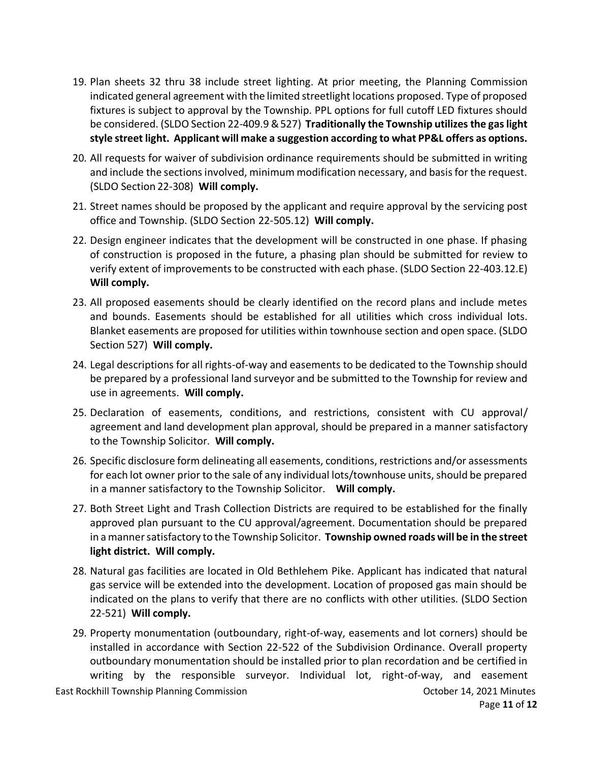19. Plan sheets 32 thru 38 include street lighting. At prior meeting, the Planning Commission indicated general agreement with the limited streetlight locations proposed. Type of proposed fixtures is subject to approval by the Township. PPL options for full cutoff LED fixtures should be considered. (SLDO Section 22-409.9 & 527) **Traditionally the Township utilizes the gas light style street light. Applicant will make a suggestion according to what PP&L offers as options.**

20. All requests for waiver of subdivision ordinance requirements should be submitted in writing and include the sections involved, minimum modification necessary, and basis for the request. (SLDO Section 22-308) **Will comply.**

21. Street names should be proposed by the applicant and require approval by the servicing post office and Township. (SLDO Section 22-505.12) **Will comply.**

22. Design engineer indicates that the development will be constructed in one phase. If phasing of construction is proposed in the future, a phasing plan should be submitted for review to verify extent of improvements to be constructed with each phase. (SLDO Section 22-403.12.E) **Will comply.**

23. All proposed easements should be clearly identified on the record plans and include metes and bounds. Easements should be established for all utilities which cross individual lots. Blanket easements are proposed for utilities within townhouse section and open space. (SLDO Section 527) **Will comply.**

24. Legal descriptions for all rights-of-way and easements to be dedicated to the Township should be prepared by a professional land surveyor and be submitted to the Township for review and use in agreements. **Will comply.**

25. Declaration of easements, conditions, and restrictions, consistent with CU approval/ agreement and land development plan approval, should be prepared in a manner satisfactory to the Township Solicitor. **Will comply.**

26. Specific disclosure form delineating all easements, conditions, restrictions and/or assessments for each lot owner prior to the sale of any individual lots/townhouse units, should be prepared in a manner satisfactory to the Township Solicitor. **Will comply.**

27. Both Street Light and Trash Collection Districts are required to be established for the finally approved plan pursuant to the CU approval/agreement. Documentation should be prepared in a manner satisfactory to the Township Solicitor. **Township owned roads will be in the street light district. Will comply.**

28. Natural gas facilities are located in Old Bethlehem Pike. Applicant has indicated that natural gas service will be extended into the development. Location of proposed gas main should be indicated on the plans to verify that there are no conflicts with other utilities. (SLDO Section 22-521) **Will comply.**

29. Property monumentation (outboundary, right-of-way, easements and lot corners) should be installed in accordance with Section 22-522 of the Subdivision Ordinance. Overall property outboundary monumentation should be installed prior to plan recordation and be certified in writing by the responsible surveyor. Individual lot, right-of-way, and easement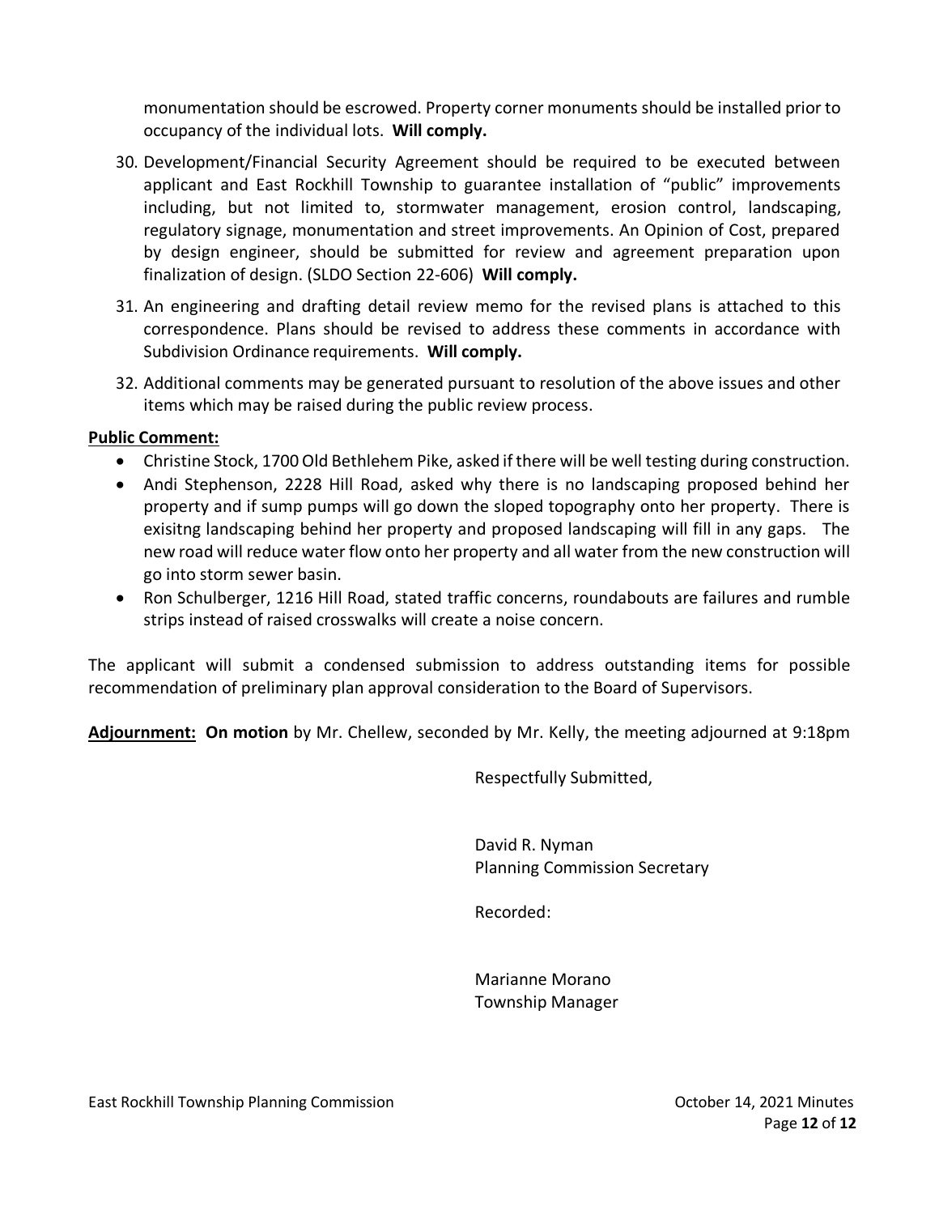monumentation should be escrowed. Property corner monuments should be installed prior to occupancy of the individual lots. **Will comply.**

30. Development/Financial Security Agreement should be required to be executed between applicant and East Rockhill Township to guarantee installation of "public" improvements including, but not limited to, stormwater management, erosion control, landscaping, regulatory signage, monumentation and street improvements. An Opinion of Cost, prepared by design engineer, should be submitted for review and agreement preparation upon finalization of design. (SLDO Section 22-606) **Will comply.**
31. An engineering and drafting detail review memo for the revised plans is attached to this correspondence. Plans should be revised to address these comments in accordance with Subdivision Ordinance requirements. **Will comply.**
32. Additional comments may be generated pursuant to resolution of the above issues and other items which may be raised during the public review process.

**Public Comment:**

- Christine Stock, 1700 Old Bethlehem Pike, asked if there will be well testing during construction.
- Andi Stephenson, 2228 Hill Road, asked why there is no landscaping proposed behind her property and if sump pumps will go down the sloped topography onto her property. There is exisitng landscaping behind her property and proposed landscaping will fill in any gaps. The new road will reduce water flow onto her property and all water from the new construction will go into storm sewer basin.
- Ron Schulberger, 1216 Hill Road, stated traffic concerns, roundabouts are failures and rumble strips instead of raised crosswalks will create a noise concern.

The applicant will submit a condensed submission to address outstanding items for possible recommendation of preliminary plan approval consideration to the Board of Supervisors.

**Adjournment: On motion** by Mr. Chellew, seconded by Mr. Kelly, the meeting adjourned at 9:18pm

Respectfully Submitted,

David R. Nyman
Planning Commission Secretary

Recorded:

Marianne Morano
Township Manager